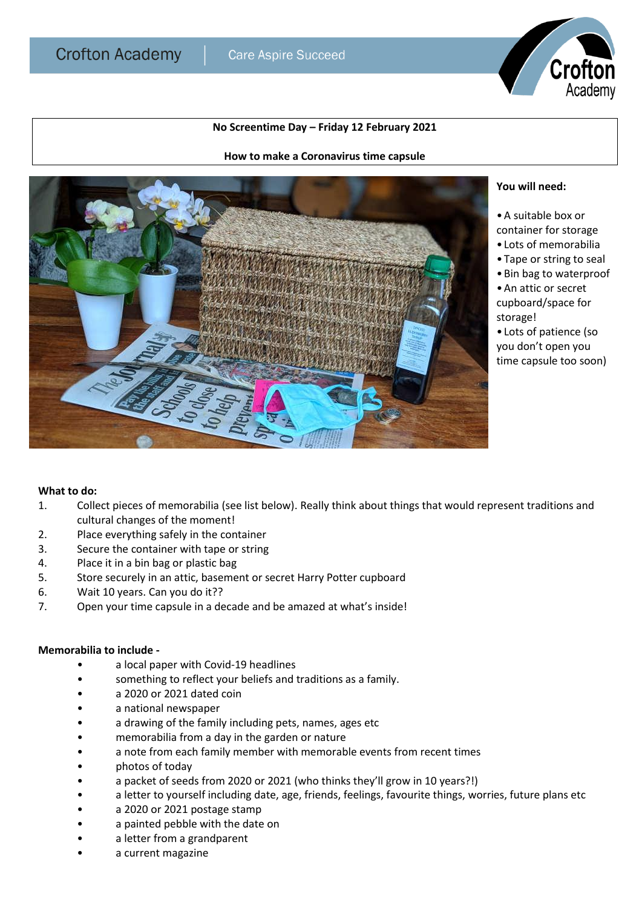Crofton Academy | Care Aspire Succeed

**No Screentime Day – Friday 12 February 2021**

**How to make a Coronavirus time capsule**

**You will need:**

- A suitable box or container for storage
- Lots of memorabilia
- Tape or string to seal
- Bin bag to waterproof
- An attic or secret cupboard/space for storage!
- Lots of patience (so you don't open you time capsule too soon)

**What to do:**

1. Collect pieces of memorabilia (see list below). Really think about things that would represent traditions and cultural changes of the moment!
2. Place everything safely in the container
3. Secure the container with tape or string
4. Place it in a bin bag or plastic bag
5. Store securely in an attic, basement or secret Harry Potter cupboard
6. Wait 10 years. Can you do it??
7. Open your time capsule in a decade and be amazed at what's inside!

**Memorabilia to include -**

- a local paper with Covid-19 headlines
- something to reflect your beliefs and traditions as a family.
- a 2020 or 2021 dated coin
- a national newspaper
- a drawing of the family including pets, names, ages etc
- memorabilia from a day in the garden or nature
- a note from each family member with memorable events from recent times
- photos of today
- a packet of seeds from 2020 or 2021 (who thinks they'll grow in 10 years?!)
- a letter to yourself including date, age, friends, feelings, favourite things, worries, future plans etc
- a 2020 or 2021 postage stamp
- a painted pebble with the date on
- a letter from a grandparent
- a current magazine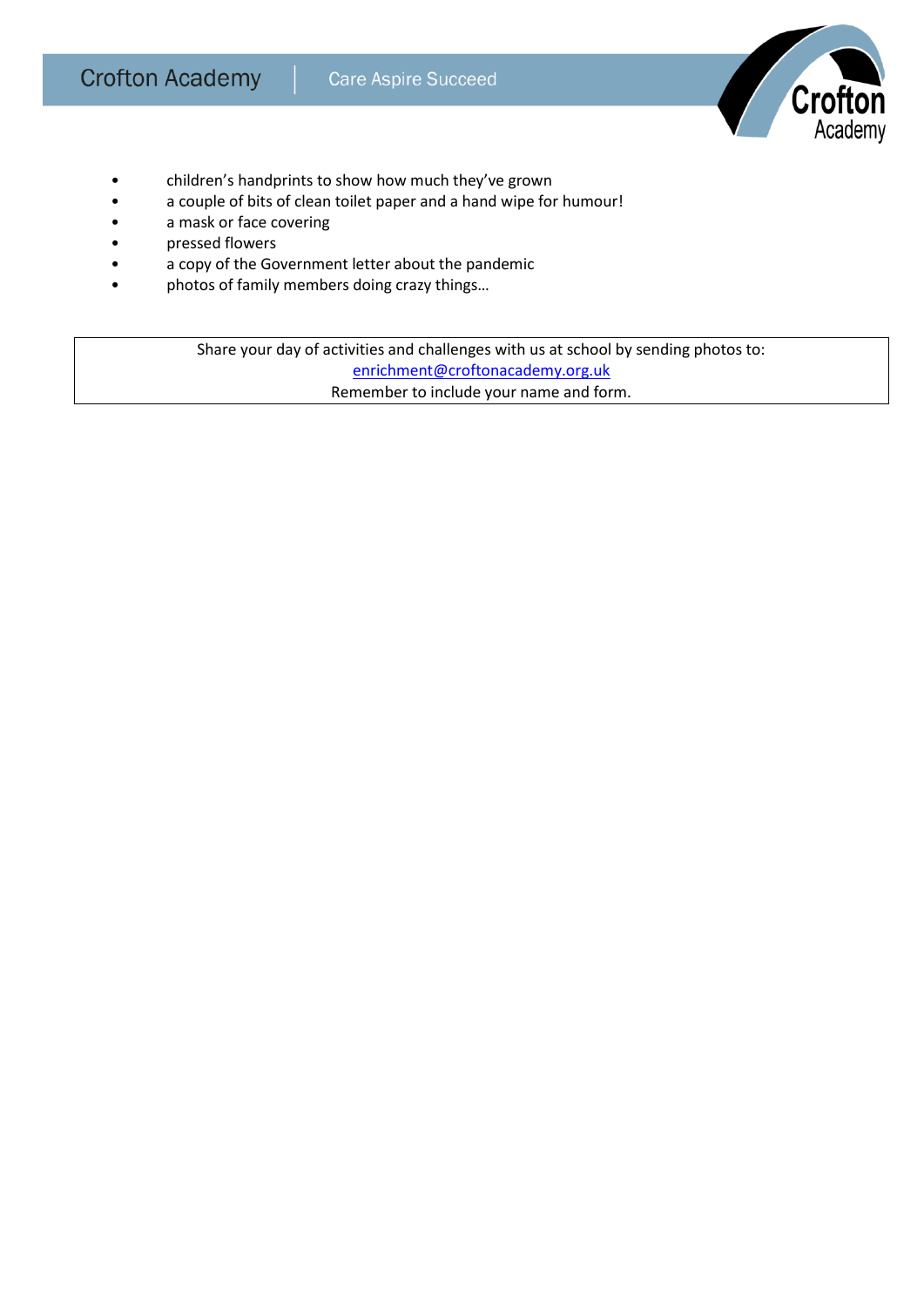- children's handprints to show how much they've grown
- a couple of bits of clean toilet paper and a hand wipe for humour!
- a mask or face covering
- pressed flowers
- a copy of the Government letter about the pandemic
- photos of family members doing crazy things…

Share your day of activities and challenges with us at school by sending photos to:
enrichment@croftonacademy.org.uk
Remember to include your name and form.